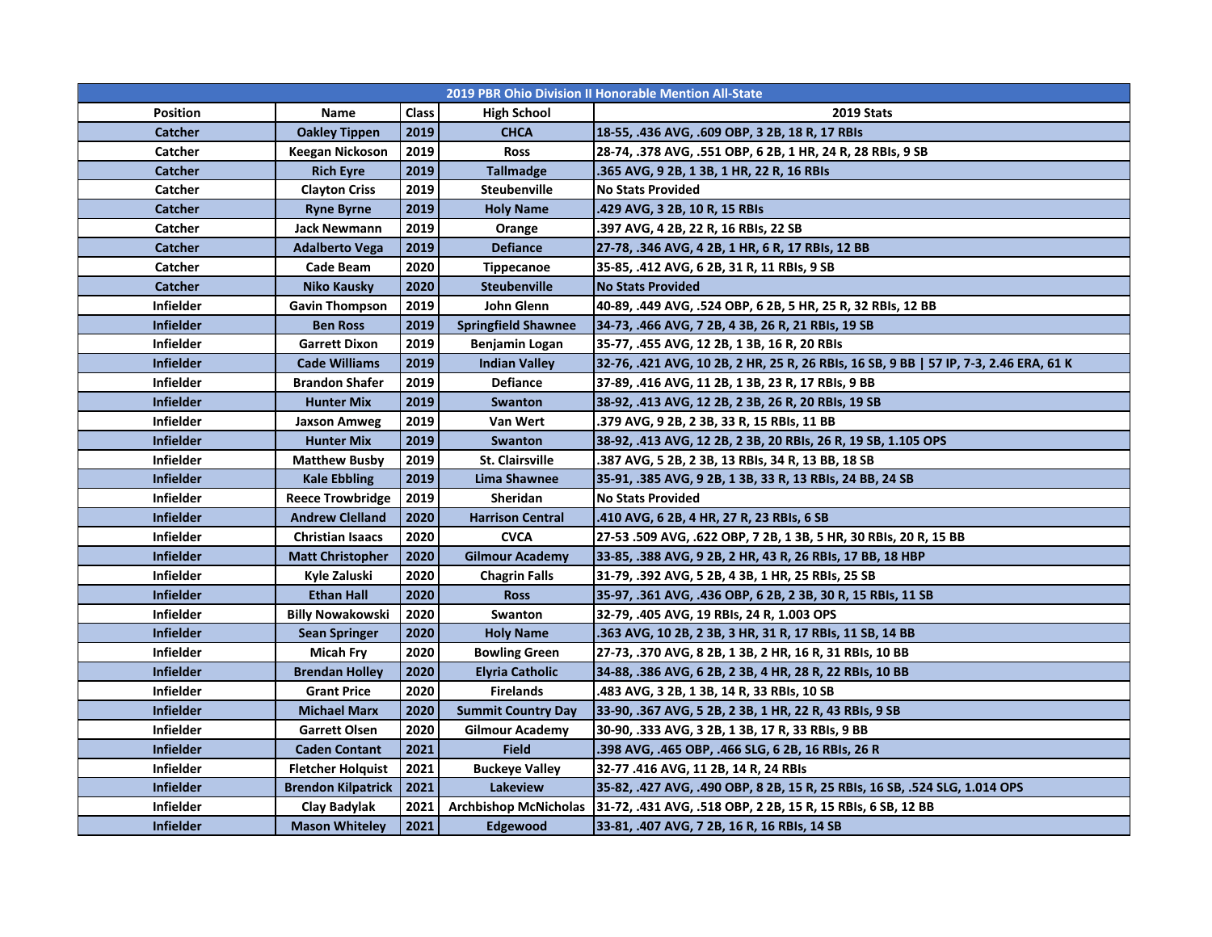| 2019 PBR Ohio Division II Honorable Mention All-State | | | | |
|---|---|---|---|---|
| **Position** | **Name** | **Class** | **High School** | **2019 Stats** |
| Catcher | Oakley Tippen | 2019 | CHCA | 18-55, .436 AVG, .609 OBP, 3 2B, 18 R, 17 RBIs |
| Catcher | Keegan Nickoson | 2019 | Ross | 28-74, .378 AVG, .551 OBP, 6 2B, 1 HR, 24 R, 28 RBIs, 9 SB |
| Catcher | Rich Eyre | 2019 | Tallmadge | .365 AVG, 9 2B, 1 3B, 1 HR, 22 R, 16 RBIs |
| Catcher | Clayton Criss | 2019 | Steubenville | No Stats Provided |
| Catcher | Ryne Byrne | 2019 | Holy Name | .429 AVG, 3 2B, 10 R, 15 RBIs |
| Catcher | Jack Newmann | 2019 | Orange | .397 AVG, 4 2B, 22 R, 16 RBIs, 22 SB |
| Catcher | Adalberto Vega | 2019 | Defiance | 27-78, .346 AVG, 4 2B, 1 HR, 6 R, 17 RBIs, 12 BB |
| Catcher | Cade Beam | 2020 | Tippecanoe | 35-85, .412 AVG, 6 2B, 31 R, 11 RBIs, 9 SB |
| Catcher | Niko Kausky | 2020 | Steubenville | No Stats Provided |
| Infielder | Gavin Thompson | 2019 | John Glenn | 40-89, .449 AVG, .524 OBP, 6 2B, 5 HR, 25 R, 32 RBIs, 12 BB |
| Infielder | Ben Ross | 2019 | Springfield Shawnee | 34-73, .466 AVG, 7 2B, 4 3B, 26 R, 21 RBIs, 19 SB |
| Infielder | Garrett Dixon | 2019 | Benjamin Logan | 35-77, .455 AVG, 12 2B, 1 3B, 16 R, 20 RBIs |
| Infielder | Cade Williams | 2019 | Indian Valley | 32-76, .421 AVG, 10 2B, 2 HR, 25 R, 26 RBIs, 16 SB, 9 BB \| 57 IP, 7-3, 2.46 ERA, 61 K |
| Infielder | Brandon Shafer | 2019 | Defiance | 37-89, .416 AVG, 11 2B, 1 3B, 23 R, 17 RBIs, 9 BB |
| Infielder | Hunter Mix | 2019 | Swanton | 38-92, .413 AVG, 12 2B, 2 3B, 26 R, 20 RBIs, 19 SB |
| Infielder | Jaxson Amweg | 2019 | Van Wert | .379 AVG, 9 2B, 2 3B, 33 R, 15 RBIs, 11 BB |
| Infielder | Hunter Mix | 2019 | Swanton | 38-92, .413 AVG, 12 2B, 2 3B, 20 RBIs, 26 R, 19 SB, 1.105 OPS |
| Infielder | Matthew Busby | 2019 | St. Clairsville | .387 AVG, 5 2B, 2 3B, 13 RBIs, 34 R, 13 BB, 18 SB |
| Infielder | Kale Ebbling | 2019 | Lima Shawnee | 35-91, .385 AVG, 9 2B, 1 3B, 33 R, 13 RBIs, 24 BB, 24 SB |
| Infielder | Reece Trowbridge | 2019 | Sheridan | No Stats Provided |
| Infielder | Andrew Clelland | 2020 | Harrison Central | .410 AVG, 6 2B, 4 HR, 27 R, 23 RBIs, 6 SB |
| Infielder | Christian Isaacs | 2020 | CVCA | 27-53 .509 AVG, .622 OBP, 7 2B, 1 3B, 5 HR, 30 RBIs, 20 R, 15 BB |
| Infielder | Matt Christopher | 2020 | Gilmour Academy | 33-85, .388 AVG, 9 2B, 2 HR, 43 R, 26 RBIs, 17 BB, 18 HBP |
| Infielder | Kyle Zaluski | 2020 | Chagrin Falls | 31-79, .392 AVG, 5 2B, 4 3B, 1 HR, 25 RBIs, 25 SB |
| Infielder | Ethan Hall | 2020 | Ross | 35-97, .361 AVG, .436 OBP, 6 2B, 2 3B, 30 R, 15 RBIs, 11 SB |
| Infielder | Billy Nowakowski | 2020 | Swanton | 32-79, .405 AVG, 19 RBIs, 24 R, 1.003 OPS |
| Infielder | Sean Springer | 2020 | Holy Name | .363 AVG, 10 2B, 2 3B, 3 HR, 31 R, 17 RBIs, 11 SB, 14 BB |
| Infielder | Micah Fry | 2020 | Bowling Green | 27-73, .370 AVG, 8 2B, 1 3B, 2 HR, 16 R, 31 RBIs, 10 BB |
| Infielder | Brendan Holley | 2020 | Elyria Catholic | 34-88, .386 AVG, 6 2B, 2 3B, 4 HR, 28 R, 22 RBIs, 10 BB |
| Infielder | Grant Price | 2020 | Firelands | .483 AVG, 3 2B, 1 3B, 14 R, 33 RBIs, 10 SB |
| Infielder | Michael Marx | 2020 | Summit Country Day | 33-90, .367 AVG, 5 2B, 2 3B, 1 HR, 22 R, 43 RBIs, 9 SB |
| Infielder | Garrett Olsen | 2020 | Gilmour Academy | 30-90, .333 AVG, 3 2B, 1 3B, 17 R, 33 RBIs, 9 BB |
| Infielder | Caden Contant | 2021 | Field | .398 AVG, .465 OBP, .466 SLG, 6 2B, 16 RBIs, 26 R |
| Infielder | Fletcher Holquist | 2021 | Buckeye Valley | 32-77 .416 AVG, 11 2B, 14 R, 24 RBIs |
| Infielder | Brendon Kilpatrick | 2021 | Lakeview | 35-82, .427 AVG, .490 OBP, 8 2B, 15 R, 25 RBIs, 16 SB, .524 SLG, 1.014 OPS |
| Infielder | Clay Badylak | 2021 | Archbishop McNicholas | 31-72, .431 AVG, .518 OBP, 2 2B, 15 R, 15 RBIs, 6 SB, 12 BB |
| Infielder | Mason Whiteley | 2021 | Edgewood | 33-81, .407 AVG, 7 2B, 16 R, 16 RBIs, 14 SB |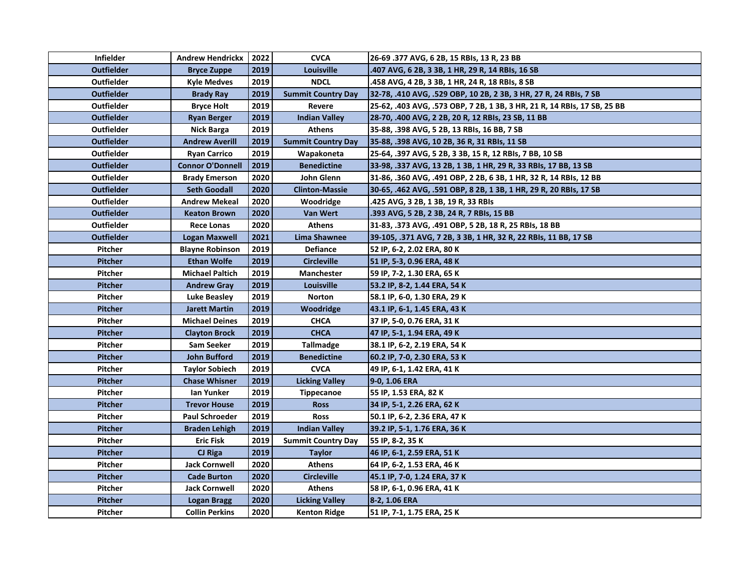| Infielder | Andrew Hendrickx | 2022 | CVCA | 26-69 .377 AVG, 6 2B, 15 RBIs, 13 R, 23 BB |
|---|---|---|---|---|
| Outfielder | Bryce Zuppe | 2019 | Louisville | .407 AVG, 6 2B, 3 3B, 1 HR, 29 R, 14 RBIs, 16 SB |
| Outfielder | Kyle Medves | 2019 | NDCL | .458 AVG, 4 2B, 3 3B, 1 HR, 24 R, 18 RBIs, 8 SB |
| Outfielder | Brady Ray | 2019 | Summit Country Day | 32-78, .410 AVG, .529 OBP, 10 2B, 2 3B, 3 HR, 27 R, 24 RBIs, 7 SB |
| Outfielder | Bryce Holt | 2019 | Revere | 25-62, .403 AVG, .573 OBP, 7 2B, 1 3B, 3 HR, 21 R, 14 RBIs, 17 SB, 25 BB |
| Outfielder | Ryan Berger | 2019 | Indian Valley | 28-70, .400 AVG, 2 2B, 20 R, 12 RBIs, 23 SB, 11 BB |
| Outfielder | Nick Barga | 2019 | Athens | 35-88, .398 AVG, 5 2B, 13 RBIs, 16 BB, 7 SB |
| Outfielder | Andrew Averill | 2019 | Summit Country Day | 35-88, .398 AVG, 10 2B, 36 R, 31 RBIs, 11 SB |
| Outfielder | Ryan Carrico | 2019 | Wapakoneta | 25-64, .397 AVG, 5 2B, 3 3B, 15 R, 12 RBIs, 7 BB, 10 SB |
| Outfielder | Connor O'Donnell | 2019 | Benedictine | 33-98, .337 AVG, 13 2B, 1 3B, 1 HR, 29 R, 33 RBIs, 17 BB, 13 SB |
| Outfielder | Brady Emerson | 2020 | John Glenn | 31-86, .360 AVG, .491 OBP, 2 2B, 6 3B, 1 HR, 32 R, 14 RBIs, 12 BB |
| Outfielder | Seth Goodall | 2020 | Clinton-Massie | 30-65, .462 AVG, .591 OBP, 8 2B, 1 3B, 1 HR, 29 R, 20 RBIs, 17 SB |
| Outfielder | Andrew Mekeal | 2020 | Woodridge | .425 AVG, 3 2B, 1 3B, 19 R, 33 RBIs |
| Outfielder | Keaton Brown | 2020 | Van Wert | .393 AVG, 5 2B, 2 3B, 24 R, 7 RBIs, 15 BB |
| Outfielder | Rece Lonas | 2020 | Athens | 31-83, .373 AVG, .491 OBP, 5 2B, 18 R, 25 RBIs, 18 BB |
| Outfielder | Logan Maxwell | 2021 | Lima Shawnee | 39-105, .371 AVG, 7 2B, 3 3B, 1 HR, 32 R, 22 RBIs, 11 BB, 17 SB |
| Pitcher | Blayne Robinson | 2019 | Defiance | 52 IP, 6-2, 2.02 ERA, 80 K |
| Pitcher | Ethan Wolfe | 2019 | Circleville | 51 IP, 5-3, 0.96 ERA, 48 K |
| Pitcher | Michael Paltich | 2019 | Manchester | 59 IP, 7-2, 1.30 ERA, 65 K |
| Pitcher | Andrew Gray | 2019 | Louisville | 53.2 IP, 8-2, 1.44 ERA, 54 K |
| Pitcher | Luke Beasley | 2019 | Norton | 58.1 IP, 6-0, 1.30 ERA, 29 K |
| Pitcher | Jarett Martin | 2019 | Woodridge | 43.1 IP, 6-1, 1.45 ERA, 43 K |
| Pitcher | Michael Deines | 2019 | CHCA | 37 IP, 5-0, 0.76 ERA, 31 K |
| Pitcher | Clayton Brock | 2019 | CHCA | 47 IP, 5-1, 1.94 ERA, 49 K |
| Pitcher | Sam Seeker | 2019 | Tallmadge | 38.1 IP, 6-2, 2.19 ERA, 54 K |
| Pitcher | John Bufford | 2019 | Benedictine | 60.2 IP, 7-0, 2.30 ERA, 53 K |
| Pitcher | Taylor Sobiech | 2019 | CVCA | 49 IP, 6-1, 1.42 ERA, 41 K |
| Pitcher | Chase Whisner | 2019 | Licking Valley | 9-0, 1.06 ERA |
| Pitcher | Ian Yunker | 2019 | Tippecanoe | 55 IP, 1.53 ERA, 82 K |
| Pitcher | Trevor House | 2019 | Ross | 34 IP, 5-1, 2.26 ERA, 62 K |
| Pitcher | Paul Schroeder | 2019 | Ross | 50.1 IP, 6-2, 2.36 ERA, 47 K |
| Pitcher | Braden Lehigh | 2019 | Indian Valley | 39.2 IP, 5-1, 1.76 ERA, 36 K |
| Pitcher | Eric Fisk | 2019 | Summit Country Day | 55 IP, 8-2, 35 K |
| Pitcher | CJ Riga | 2019 | Taylor | 46 IP, 6-1, 2.59 ERA, 51 K |
| Pitcher | Jack Cornwell | 2020 | Athens | 64 IP, 6-2, 1.53 ERA, 46 K |
| Pitcher | Cade Burton | 2020 | Circleville | 45.1 IP, 7-0, 1.24 ERA, 37 K |
| Pitcher | Jack Cornwell | 2020 | Athens | 58 IP, 6-1, 0.96 ERA, 41 K |
| Pitcher | Logan Bragg | 2020 | Licking Valley | 8-2, 1.06 ERA |
| Pitcher | Collin Perkins | 2020 | Kenton Ridge | 51 IP, 7-1, 1.75 ERA, 25 K |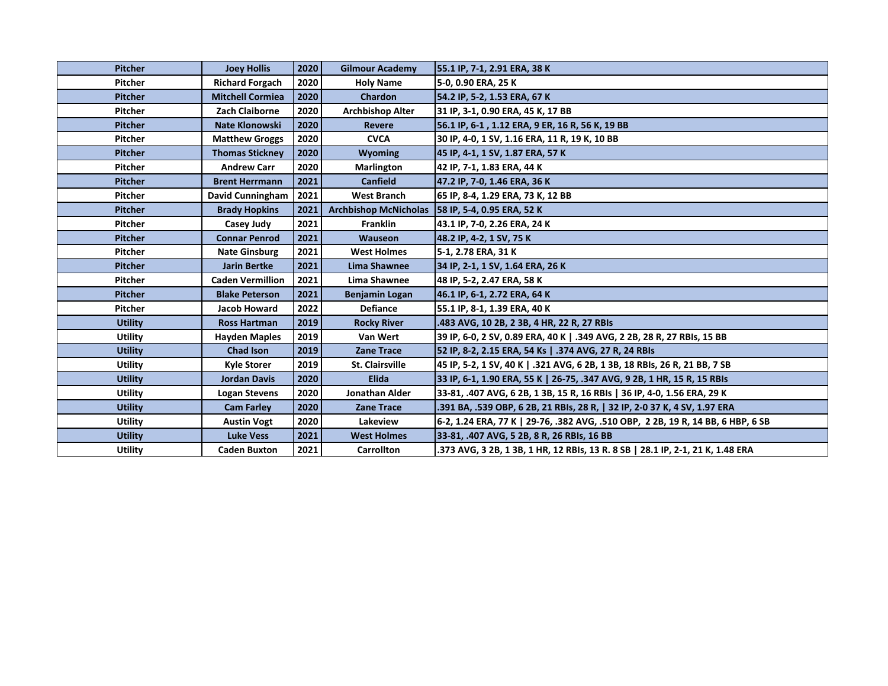| | | | | |
|---|---|---|---|---|
| Pitcher | Joey Hollis | 2020 | Gilmour Academy | 55.1 IP, 7-1, 2.91 ERA, 38 K |
| Pitcher | Richard Forgach | 2020 | Holy Name | 5-0, 0.90 ERA, 25 K |
| Pitcher | Mitchell Cormiea | 2020 | Chardon | 54.2 IP, 5-2, 1.53 ERA, 67 K |
| Pitcher | Zach Claiborne | 2020 | Archbishop Alter | 31 IP, 3-1, 0.90 ERA, 45 K, 17 BB |
| Pitcher | Nate Klonowski | 2020 | Revere | 56.1 IP, 6-1 , 1.12 ERA, 9 ER, 16 R, 56 K, 19 BB |
| Pitcher | Matthew Groggs | 2020 | CVCA | 30 IP, 4-0, 1 SV, 1.16 ERA, 11 R, 19 K, 10 BB |
| Pitcher | Thomas Stickney | 2020 | Wyoming | 45 IP, 4-1, 1 SV, 1.87 ERA, 57 K |
| Pitcher | Andrew Carr | 2020 | Marlington | 42 IP, 7-1, 1.83 ERA, 44 K |
| Pitcher | Brent Herrmann | 2021 | Canfield | 47.2 IP, 7-0, 1.46 ERA, 36 K |
| Pitcher | David Cunningham | 2021 | West Branch | 65 IP, 8-4, 1.29 ERA, 73 K, 12 BB |
| Pitcher | Brady Hopkins | 2021 | Archbishop McNicholas | 58 IP, 5-4, 0.95 ERA, 52 K |
| Pitcher | Casey Judy | 2021 | Franklin | 43.1 IP, 7-0, 2.26 ERA, 24 K |
| Pitcher | Connar Penrod | 2021 | Wauseon | 48.2 IP, 4-2, 1 SV, 75 K |
| Pitcher | Nate Ginsburg | 2021 | West Holmes | 5-1, 2.78 ERA, 31 K |
| Pitcher | Jarin Bertke | 2021 | Lima Shawnee | 34 IP, 2-1, 1 SV, 1.64 ERA, 26 K |
| Pitcher | Caden Vermillion | 2021 | Lima Shawnee | 48 IP, 5-2, 2.47 ERA, 58 K |
| Pitcher | Blake Peterson | 2021 | Benjamin Logan | 46.1 IP, 6-1, 2.72 ERA, 64 K |
| Pitcher | Jacob Howard | 2022 | Defiance | 55.1 IP, 8-1, 1.39 ERA, 40 K |
| Utility | Ross Hartman | 2019 | Rocky River | .483 AVG, 10 2B, 2 3B, 4 HR, 22 R, 27 RBIs |
| Utility | Hayden Maples | 2019 | Van Wert | 39 IP, 6-0, 2 SV, 0.89 ERA, 40 K \| .349 AVG, 2 2B, 28 R, 27 RBIs, 15 BB |
| Utility | Chad Ison | 2019 | Zane Trace | 52 IP, 8-2, 2.15 ERA, 54 Ks \| .374 AVG, 27 R, 24 RBIs |
| Utility | Kyle Storer | 2019 | St. Clairsville | 45 IP, 5-2, 1 SV, 40 K \| .321 AVG, 6 2B, 1 3B, 18 RBIs, 26 R, 21 BB, 7 SB |
| Utility | Jordan Davis | 2020 | Elida | 33 IP, 6-1, 1.90 ERA, 55 K \| 26-75, .347 AVG, 9 2B, 1 HR, 15 R, 15 RBIs |
| Utility | Logan Stevens | 2020 | Jonathan Alder | 33-81, .407 AVG, 6 2B, 1 3B, 15 R, 16 RBIs \| 36 IP, 4-0, 1.56 ERA, 29 K |
| Utility | Cam Farley | 2020 | Zane Trace | .391 BA, .539 OBP, 6 2B, 21 RBIs, 28 R, \| 32 IP, 2-0 37 K, 4 SV, 1.97 ERA |
| Utility | Austin Vogt | 2020 | Lakeview | 6-2, 1.24 ERA, 77 K \| 29-76, .382 AVG, .510 OBP, 2 2B, 19 R, 14 BB, 6 HBP, 6 SB |
| Utility | Luke Vess | 2021 | West Holmes | 33-81, .407 AVG, 5 2B, 8 R, 26 RBIs, 16 BB |
| Utility | Caden Buxton | 2021 | Carrollton | .373 AVG, 3 2B, 1 3B, 1 HR, 12 RBIs, 13 R. 8 SB \| 28.1 IP, 2-1, 21 K, 1.48 ERA |